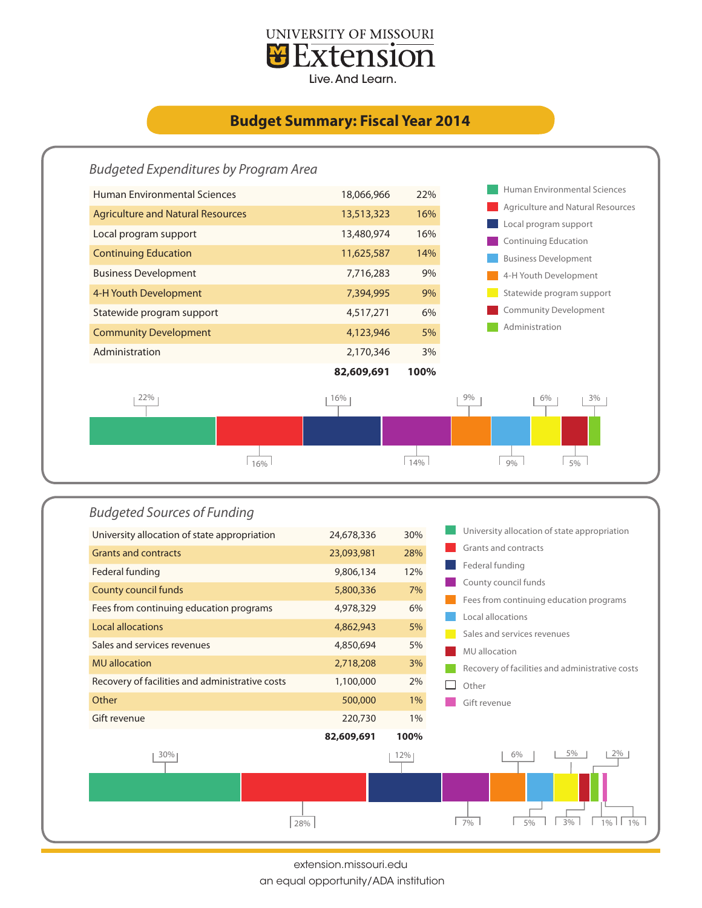UNIVERSITY OF MISSOURI

# Extension

Live. And Learn.

## Budget Summary: Fiscal Year 2014

### *Budgeted Expenditures by Program Area*

| Program Area | Amount | Percent |
|---|---|---|
| Human Environmental Sciences | 18,066,966 | 22% |
| Agriculture and Natural Resources | 13,513,323 | 16% |
| Local program support | 13,480,974 | 16% |
| Continuing Education | 11,625,587 | 14% |
| Business Development | 7,716,283 | 9% |
| 4-H Youth Development | 7,394,995 | 9% |
| Statewide program support | 4,517,271 | 6% |
| Community Development | 4,123,946 | 5% |
| Administration | 2,170,346 | 3% |
| | **82,609,691** | **100%** |

### *Budgeted Sources of Funding*

| Source | Amount | Percent |
|---|---|---|
| University allocation of state appropriation | 24,678,336 | 30% |
| Grants and contracts | 23,093,981 | 28% |
| Federal funding | 9,806,134 | 12% |
| County council funds | 5,800,336 | 7% |
| Fees from continuing education programs | 4,978,329 | 6% |
| Local allocations | 4,862,943 | 5% |
| Sales and services revenues | 4,850,694 | 5% |
| MU allocation | 2,718,208 | 3% |
| Recovery of facilities and administrative costs | 1,100,000 | 2% |
| Other | 500,000 | 1% |
| Gift revenue | 220,730 | 1% |
| | **82,609,691** | **100%** |

extension.missouri.edu

an equal opportunity/ADA institution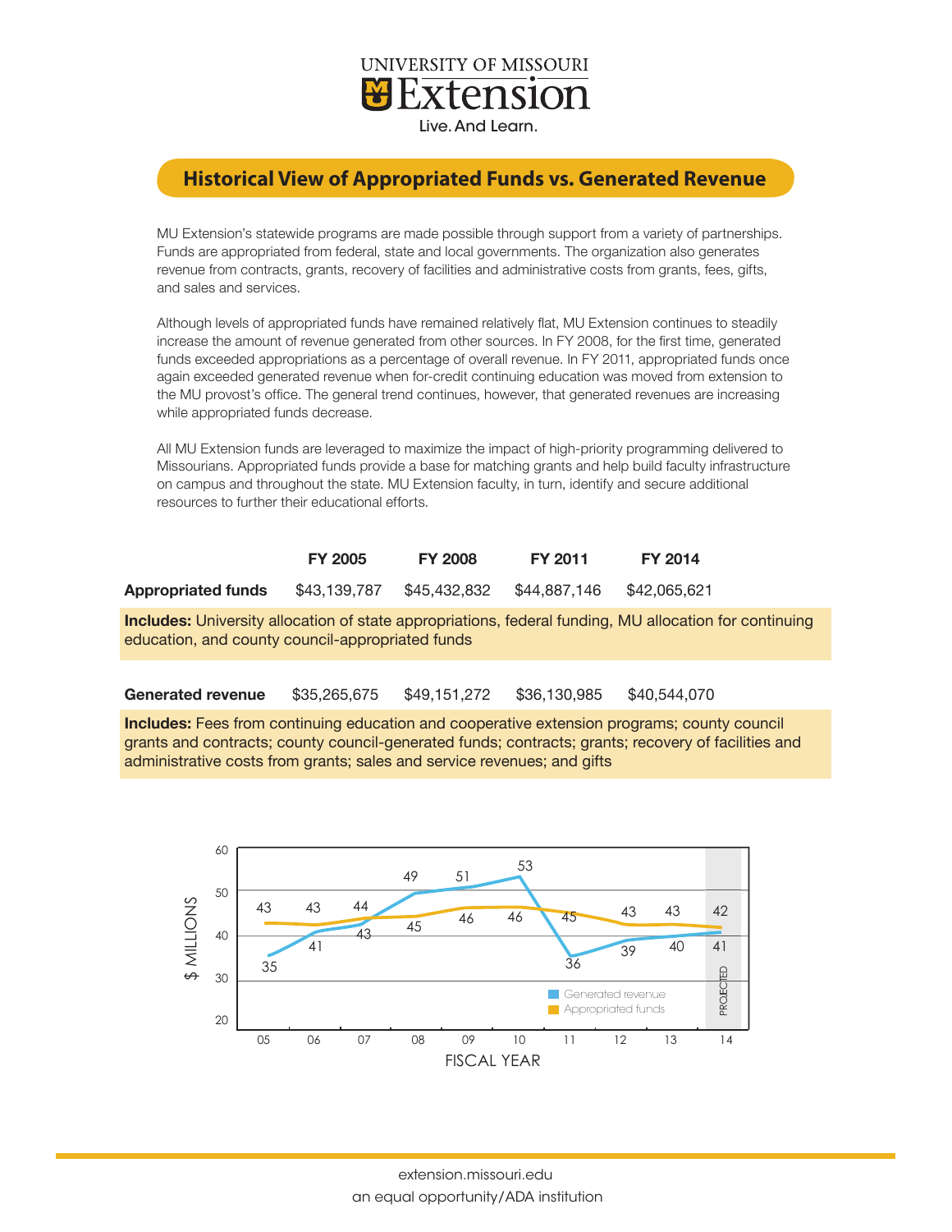UNIVERSITY OF MISSOURI
Extension
Live. And Learn.

## Historical View of Appropriated Funds vs. Generated Revenue

MU Extension's statewide programs are made possible through support from a variety of partnerships. Funds are appropriated from federal, state and local governments. The organization also generates revenue from contracts, grants, recovery of facilities and administrative costs from grants, fees, gifts, and sales and services.

Although levels of appropriated funds have remained relatively flat, MU Extension continues to steadily increase the amount of revenue generated from other sources. In FY 2008, for the first time, generated funds exceeded appropriations as a percentage of overall revenue. In FY 2011, appropriated funds once again exceeded generated revenue when for-credit continuing education was moved from extension to the MU provost's office. The general trend continues, however, that generated revenues are increasing while appropriated funds decrease.

All MU Extension funds are leveraged to maximize the impact of high-priority programming delivered to Missourians. Appropriated funds provide a base for matching grants and help build faculty infrastructure on campus and throughout the state. MU Extension faculty, in turn, identify and secure additional resources to further their educational efforts.

| | FY 2005 | FY 2008 | FY 2011 | FY 2014 |
|---|---|---|---|---|
| **Appropriated funds** | $43,139,787 | $45,432,832 | $44,887,146 | $42,065,621 |
| **Includes:** University allocation of state appropriations, federal funding, MU allocation for continuing education, and county council-appropriated funds | | | | |
| **Generated revenue** | $35,265,675 | $49,151,272 | $36,130,985 | $40,544,070 |
| **Includes:** Fees from continuing education and cooperative extension programs; county council grants and contracts; county council-generated funds; contracts; grants; recovery of facilities and administrative costs from grants; sales and service revenues; and gifts | | | | |

$ MILLIONS

60
50
40
30
20

Generated revenue: 35, 41, 43, 49, 51, 53, 36, 39, 40, 41

Appropriated funds: 43, 43, 44, 45, 46, 46, 45, 43, 43, 42

PROJECTED

Generated revenue
Appropriated funds

05 06 07 08 09 10 11 12 13 14

FISCAL YEAR

extension.missouri.edu
an equal opportunity/ADA institution